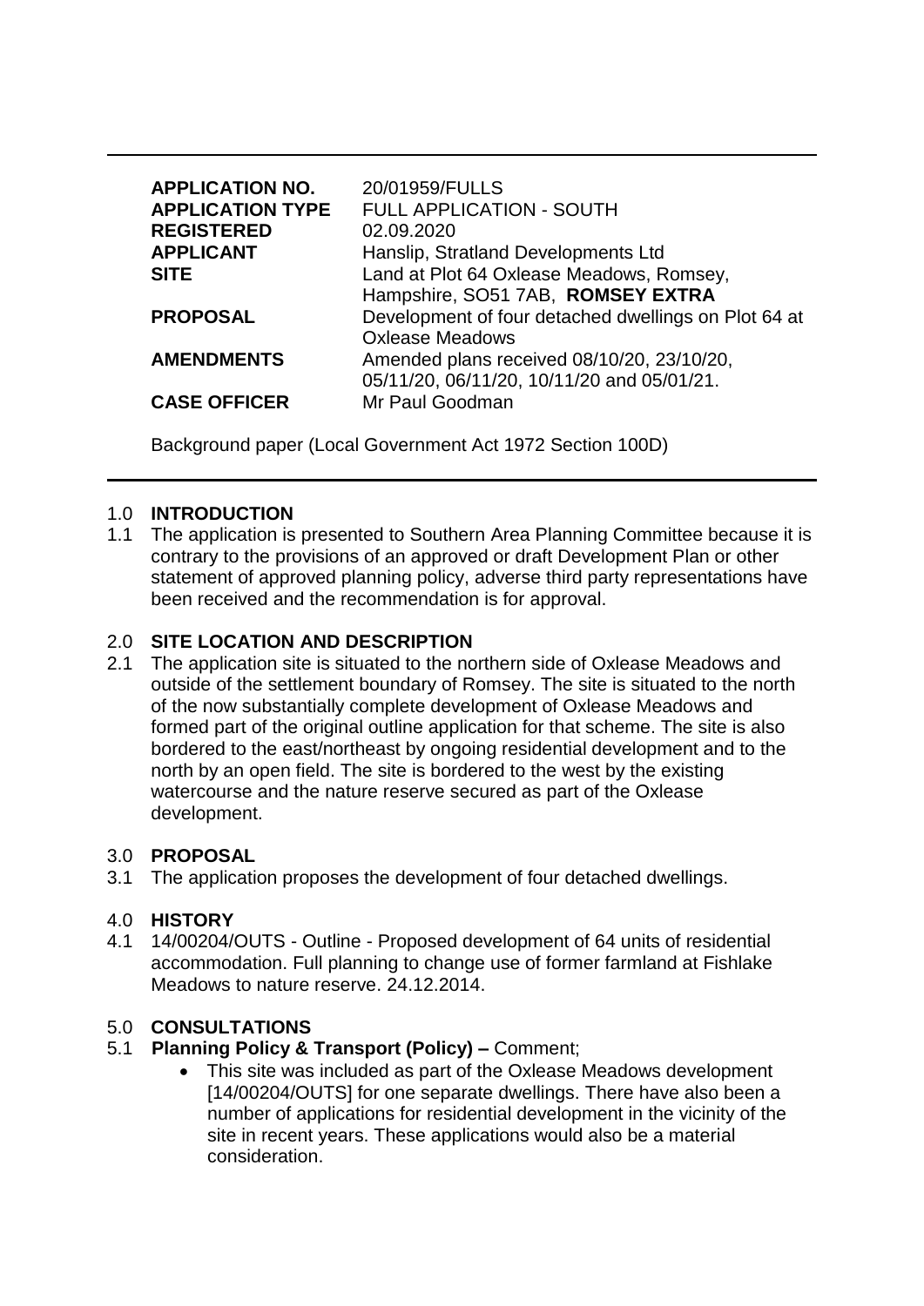| | |
|---|---|
| **APPLICATION NO.** | 20/01959/FULLS |
| **APPLICATION TYPE** | FULL APPLICATION - SOUTH |
| **REGISTERED** | 02.09.2020 |
| **APPLICANT** | Hanslip, Stratland Developments Ltd |
| **SITE** | Land at Plot 64 Oxlease Meadows, Romsey, Hampshire, SO51 7AB, **ROMSEY EXTRA** |
| **PROPOSAL** | Development of four detached dwellings on Plot 64 at Oxlease Meadows |
| **AMENDMENTS** | Amended plans received 08/10/20, 23/10/20, 05/11/20, 06/11/20, 10/11/20 and 05/01/21. |
| **CASE OFFICER** | Mr Paul Goodman |

Background paper (Local Government Act 1972 Section 100D)

## 1.0 INTRODUCTION

1.1 The application is presented to Southern Area Planning Committee because it is contrary to the provisions of an approved or draft Development Plan or other statement of approved planning policy, adverse third party representations have been received and the recommendation is for approval.

## 2.0 SITE LOCATION AND DESCRIPTION

2.1 The application site is situated to the northern side of Oxlease Meadows and outside of the settlement boundary of Romsey. The site is situated to the north of the now substantially complete development of Oxlease Meadows and formed part of the original outline application for that scheme. The site is also bordered to the east/northeast by ongoing residential development and to the north by an open field. The site is bordered to the west by the existing watercourse and the nature reserve secured as part of the Oxlease development.

## 3.0 PROPOSAL

3.1 The application proposes the development of four detached dwellings.

## 4.0 HISTORY

4.1 14/00204/OUTS - Outline - Proposed development of 64 units of residential accommodation. Full planning to change use of former farmland at Fishlake Meadows to nature reserve. 24.12.2014.

## 5.0 CONSULTATIONS

5.1 **Planning Policy & Transport (Policy) –** Comment;

- This site was included as part of the Oxlease Meadows development [14/00204/OUTS] for one separate dwellings. There have also been a number of applications for residential development in the vicinity of the site in recent years. These applications would also be a material consideration.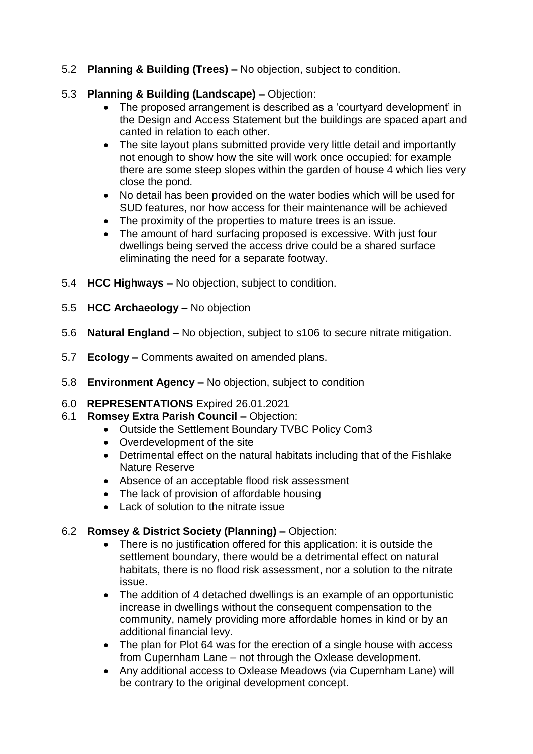5.2 **Planning & Building (Trees) –** No objection, subject to condition.

5.3 **Planning & Building (Landscape) –** Objection:

- The proposed arrangement is described as a 'courtyard development' in the Design and Access Statement but the buildings are spaced apart and canted in relation to each other.
- The site layout plans submitted provide very little detail and importantly not enough to show how the site will work once occupied: for example there are some steep slopes within the garden of house 4 which lies very close the pond.
- No detail has been provided on the water bodies which will be used for SUD features, nor how access for their maintenance will be achieved
- The proximity of the properties to mature trees is an issue.
- The amount of hard surfacing proposed is excessive. With just four dwellings being served the access drive could be a shared surface eliminating the need for a separate footway.

5.4 **HCC Highways –** No objection, subject to condition.

5.5 **HCC Archaeology –** No objection

5.6 **Natural England –** No objection, subject to s106 to secure nitrate mitigation.

5.7 **Ecology –** Comments awaited on amended plans.

5.8 **Environment Agency –** No objection, subject to condition

6.0 **REPRESENTATIONS** Expired 26.01.2021

6.1 **Romsey Extra Parish Council –** Objection:

- Outside the Settlement Boundary TVBC Policy Com3
- Overdevelopment of the site
- Detrimental effect on the natural habitats including that of the Fishlake Nature Reserve
- Absence of an acceptable flood risk assessment
- The lack of provision of affordable housing
- Lack of solution to the nitrate issue

6.2 **Romsey & District Society (Planning) –** Objection:

- There is no justification offered for this application: it is outside the settlement boundary, there would be a detrimental effect on natural habitats, there is no flood risk assessment, nor a solution to the nitrate issue.
- The addition of 4 detached dwellings is an example of an opportunistic increase in dwellings without the consequent compensation to the community, namely providing more affordable homes in kind or by an additional financial levy.
- The plan for Plot 64 was for the erection of a single house with access from Cupernham Lane – not through the Oxlease development.
- Any additional access to Oxlease Meadows (via Cupernham Lane) will be contrary to the original development concept.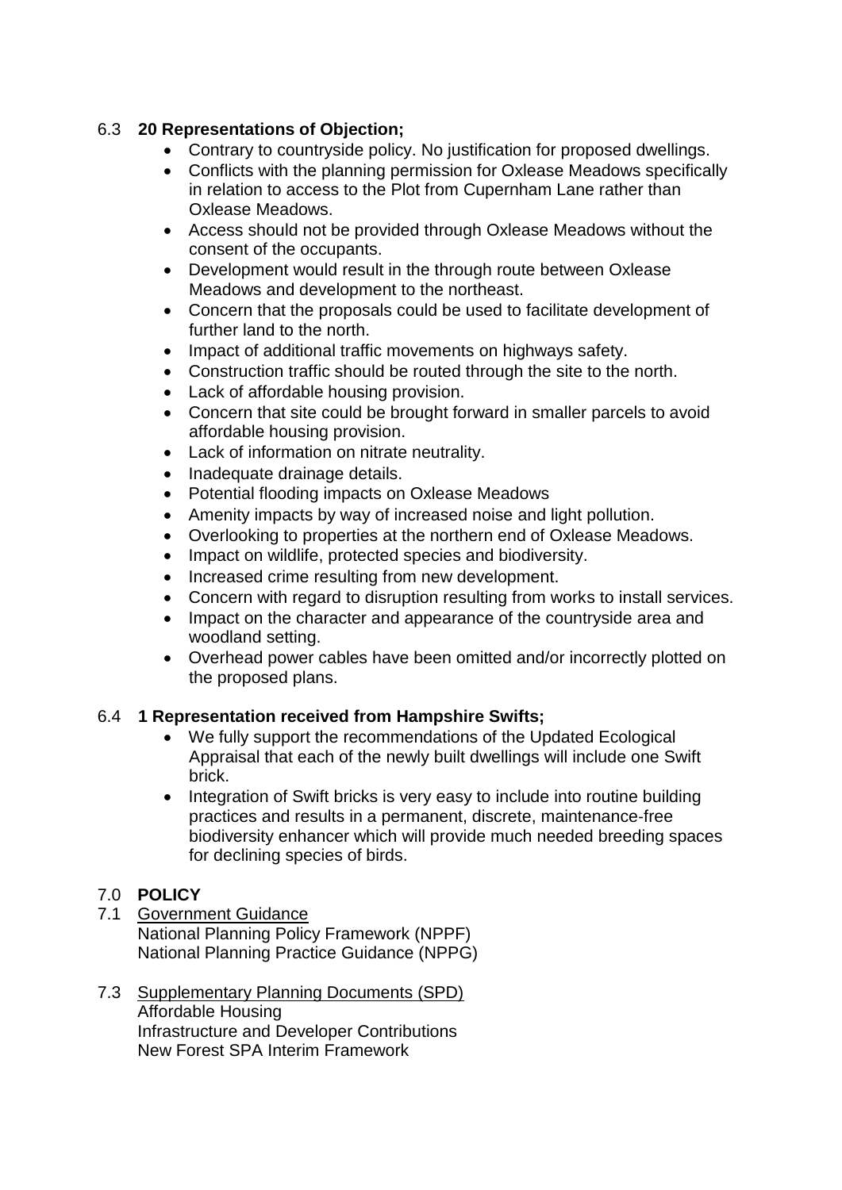6.3 **20 Representations of Objection;**

- Contrary to countryside policy. No justification for proposed dwellings.
- Conflicts with the planning permission for Oxlease Meadows specifically in relation to access to the Plot from Cupernham Lane rather than Oxlease Meadows.
- Access should not be provided through Oxlease Meadows without the consent of the occupants.
- Development would result in the through route between Oxlease Meadows and development to the northeast.
- Concern that the proposals could be used to facilitate development of further land to the north.
- Impact of additional traffic movements on highways safety.
- Construction traffic should be routed through the site to the north.
- Lack of affordable housing provision.
- Concern that site could be brought forward in smaller parcels to avoid affordable housing provision.
- Lack of information on nitrate neutrality.
- Inadequate drainage details.
- Potential flooding impacts on Oxlease Meadows
- Amenity impacts by way of increased noise and light pollution.
- Overlooking to properties at the northern end of Oxlease Meadows.
- Impact on wildlife, protected species and biodiversity.
- Increased crime resulting from new development.
- Concern with regard to disruption resulting from works to install services.
- Impact on the character and appearance of the countryside area and woodland setting.
- Overhead power cables have been omitted and/or incorrectly plotted on the proposed plans.

6.4 **1 Representation received from Hampshire Swifts;**

- We fully support the recommendations of the Updated Ecological Appraisal that each of the newly built dwellings will include one Swift brick.
- Integration of Swift bricks is very easy to include into routine building practices and results in a permanent, discrete, maintenance-free biodiversity enhancer which will provide much needed breeding spaces for declining species of birds.

## 7.0 **POLICY**

7.1 Government Guidance
National Planning Policy Framework (NPPF)
National Planning Practice Guidance (NPPG)

7.3 Supplementary Planning Documents (SPD)
Affordable Housing
Infrastructure and Developer Contributions
New Forest SPA Interim Framework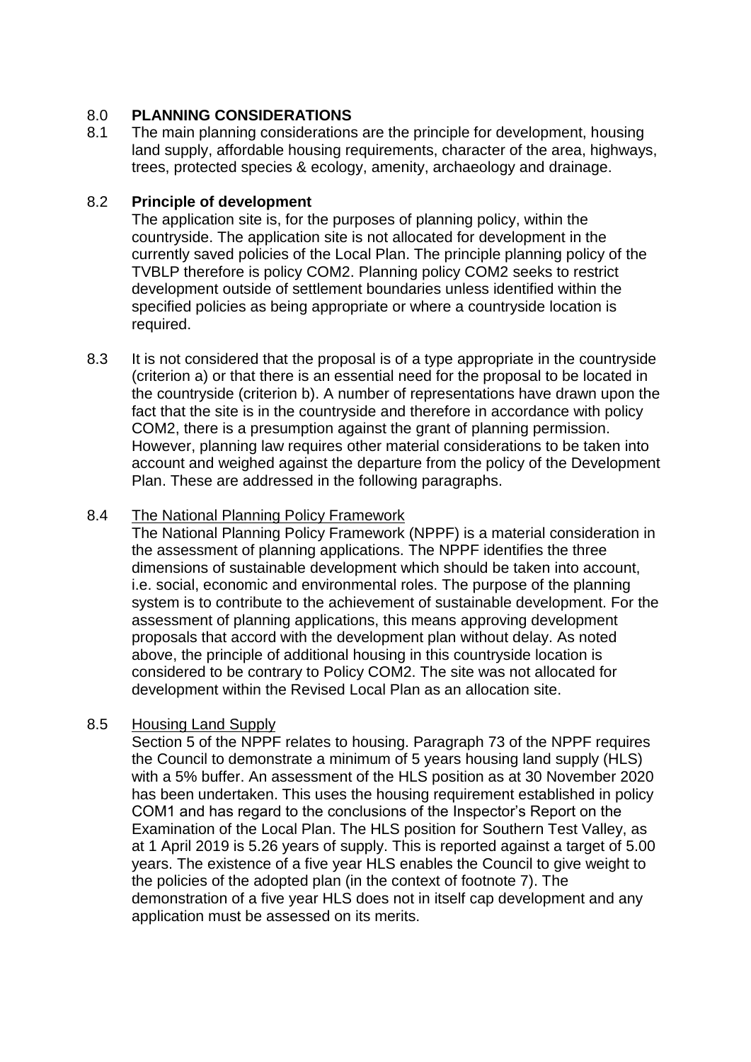## 8.0 PLANNING CONSIDERATIONS

8.1 The main planning considerations are the principle for development, housing land supply, affordable housing requirements, character of the area, highways, trees, protected species & ecology, amenity, archaeology and drainage.

### 8.2 Principle of development

The application site is, for the purposes of planning policy, within the countryside. The application site is not allocated for development in the currently saved policies of the Local Plan. The principle planning policy of the TVBLP therefore is policy COM2. Planning policy COM2 seeks to restrict development outside of settlement boundaries unless identified within the specified policies as being appropriate or where a countryside location is required.

8.3 It is not considered that the proposal is of a type appropriate in the countryside (criterion a) or that there is an essential need for the proposal to be located in the countryside (criterion b). A number of representations have drawn upon the fact that the site is in the countryside and therefore in accordance with policy COM2, there is a presumption against the grant of planning permission. However, planning law requires other material considerations to be taken into account and weighed against the departure from the policy of the Development Plan. These are addressed in the following paragraphs.

8.4 The National Planning Policy Framework

The National Planning Policy Framework (NPPF) is a material consideration in the assessment of planning applications. The NPPF identifies the three dimensions of sustainable development which should be taken into account, i.e. social, economic and environmental roles. The purpose of the planning system is to contribute to the achievement of sustainable development. For the assessment of planning applications, this means approving development proposals that accord with the development plan without delay. As noted above, the principle of additional housing in this countryside location is considered to be contrary to Policy COM2. The site was not allocated for development within the Revised Local Plan as an allocation site.

8.5 Housing Land Supply

Section 5 of the NPPF relates to housing. Paragraph 73 of the NPPF requires the Council to demonstrate a minimum of 5 years housing land supply (HLS) with a 5% buffer. An assessment of the HLS position as at 30 November 2020 has been undertaken. This uses the housing requirement established in policy COM1 and has regard to the conclusions of the Inspector's Report on the Examination of the Local Plan. The HLS position for Southern Test Valley, as at 1 April 2019 is 5.26 years of supply. This is reported against a target of 5.00 years. The existence of a five year HLS enables the Council to give weight to the policies of the adopted plan (in the context of footnote 7). The demonstration of a five year HLS does not in itself cap development and any application must be assessed on its merits.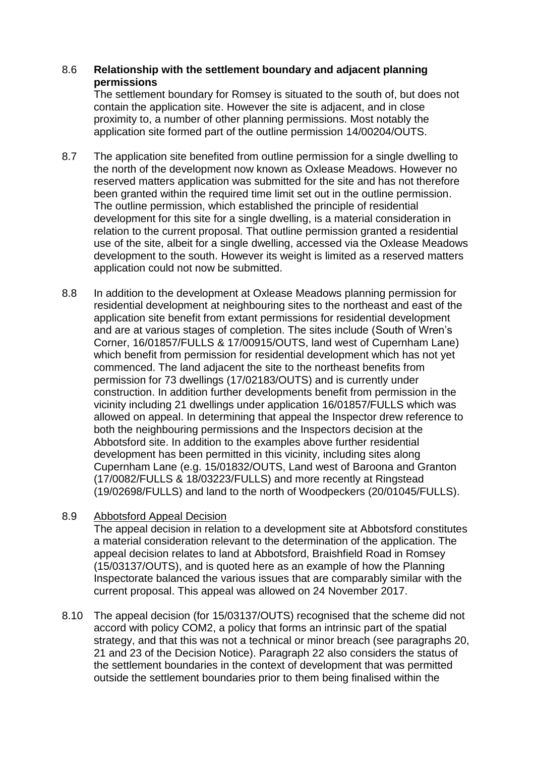8.6 **Relationship with the settlement boundary and adjacent planning permissions**

The settlement boundary for Romsey is situated to the south of, but does not contain the application site. However the site is adjacent, and in close proximity to, a number of other planning permissions. Most notably the application site formed part of the outline permission 14/00204/OUTS.

8.7 The application site benefited from outline permission for a single dwelling to the north of the development now known as Oxlease Meadows. However no reserved matters application was submitted for the site and has not therefore been granted within the required time limit set out in the outline permission. The outline permission, which established the principle of residential development for this site for a single dwelling, is a material consideration in relation to the current proposal. That outline permission granted a residential use of the site, albeit for a single dwelling, accessed via the Oxlease Meadows development to the south. However its weight is limited as a reserved matters application could not now be submitted.

8.8 In addition to the development at Oxlease Meadows planning permission for residential development at neighbouring sites to the northeast and east of the application site benefit from extant permissions for residential development and are at various stages of completion. The sites include (South of Wren's Corner, 16/01857/FULLS & 17/00915/OUTS, land west of Cupernham Lane) which benefit from permission for residential development which has not yet commenced. The land adjacent the site to the northeast benefits from permission for 73 dwellings (17/02183/OUTS) and is currently under construction. In addition further developments benefit from permission in the vicinity including 21 dwellings under application 16/01857/FULLS which was allowed on appeal. In determining that appeal the Inspector drew reference to both the neighbouring permissions and the Inspectors decision at the Abbotsford site. In addition to the examples above further residential development has been permitted in this vicinity, including sites along Cupernham Lane (e.g. 15/01832/OUTS, Land west of Baroona and Granton (17/0082/FULLS & 18/03223/FULLS) and more recently at Ringstead (19/02698/FULLS) and land to the north of Woodpeckers (20/01045/FULLS).

8.9 Abbotsford Appeal Decision

The appeal decision in relation to a development site at Abbotsford constitutes a material consideration relevant to the determination of the application. The appeal decision relates to land at Abbotsford, Braishfield Road in Romsey (15/03137/OUTS), and is quoted here as an example of how the Planning Inspectorate balanced the various issues that are comparably similar with the current proposal. This appeal was allowed on 24 November 2017.

8.10 The appeal decision (for 15/03137/OUTS) recognised that the scheme did not accord with policy COM2, a policy that forms an intrinsic part of the spatial strategy, and that this was not a technical or minor breach (see paragraphs 20, 21 and 23 of the Decision Notice). Paragraph 22 also considers the status of the settlement boundaries in the context of development that was permitted outside the settlement boundaries prior to them being finalised within the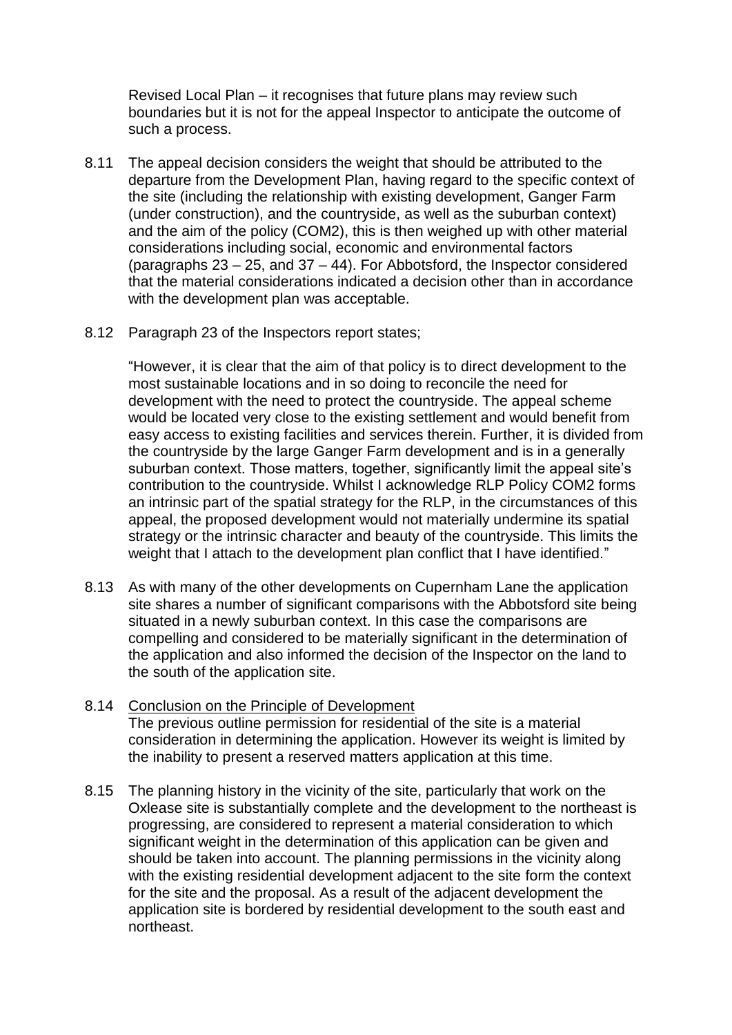Revised Local Plan – it recognises that future plans may review such boundaries but it is not for the appeal Inspector to anticipate the outcome of such a process.

8.11 The appeal decision considers the weight that should be attributed to the departure from the Development Plan, having regard to the specific context of the site (including the relationship with existing development, Ganger Farm (under construction), and the countryside, as well as the suburban context) and the aim of the policy (COM2), this is then weighed up with other material considerations including social, economic and environmental factors (paragraphs 23 – 25, and 37 – 44). For Abbotsford, the Inspector considered that the material considerations indicated a decision other than in accordance with the development plan was acceptable.

8.12 Paragraph 23 of the Inspectors report states;

"However, it is clear that the aim of that policy is to direct development to the most sustainable locations and in so doing to reconcile the need for development with the need to protect the countryside. The appeal scheme would be located very close to the existing settlement and would benefit from easy access to existing facilities and services therein. Further, it is divided from the countryside by the large Ganger Farm development and is in a generally suburban context. Those matters, together, significantly limit the appeal site's contribution to the countryside. Whilst I acknowledge RLP Policy COM2 forms an intrinsic part of the spatial strategy for the RLP, in the circumstances of this appeal, the proposed development would not materially undermine its spatial strategy or the intrinsic character and beauty of the countryside. This limits the weight that I attach to the development plan conflict that I have identified."

8.13 As with many of the other developments on Cupernham Lane the application site shares a number of significant comparisons with the Abbotsford site being situated in a newly suburban context. In this case the comparisons are compelling and considered to be materially significant in the determination of the application and also informed the decision of the Inspector on the land to the south of the application site.

8.14 <u>Conclusion on the Principle of Development</u>
The previous outline permission for residential of the site is a material consideration in determining the application. However its weight is limited by the inability to present a reserved matters application at this time.

8.15 The planning history in the vicinity of the site, particularly that work on the Oxlease site is substantially complete and the development to the northeast is progressing, are considered to represent a material consideration to which significant weight in the determination of this application can be given and should be taken into account. The planning permissions in the vicinity along with the existing residential development adjacent to the site form the context for the site and the proposal. As a result of the adjacent development the application site is bordered by residential development to the south east and northeast.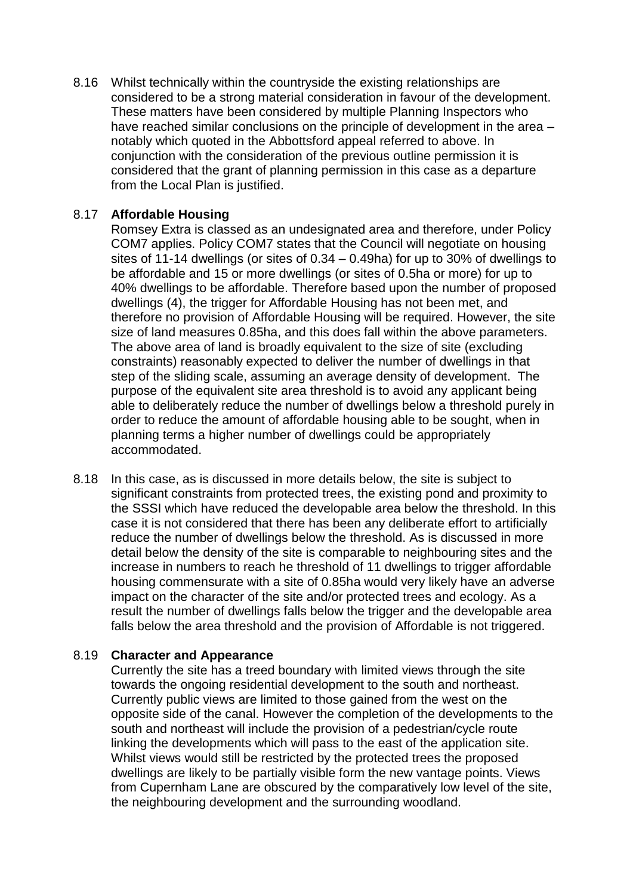8.16 Whilst technically within the countryside the existing relationships are considered to be a strong material consideration in favour of the development. These matters have been considered by multiple Planning Inspectors who have reached similar conclusions on the principle of development in the area – notably which quoted in the Abbottsford appeal referred to above. In conjunction with the consideration of the previous outline permission it is considered that the grant of planning permission in this case as a departure from the Local Plan is justified.

8.17 **Affordable Housing**

Romsey Extra is classed as an undesignated area and therefore, under Policy COM7 applies. Policy COM7 states that the Council will negotiate on housing sites of 11-14 dwellings (or sites of 0.34 – 0.49ha) for up to 30% of dwellings to be affordable and 15 or more dwellings (or sites of 0.5ha or more) for up to 40% dwellings to be affordable. Therefore based upon the number of proposed dwellings (4), the trigger for Affordable Housing has not been met, and therefore no provision of Affordable Housing will be required. However, the site size of land measures 0.85ha, and this does fall within the above parameters. The above area of land is broadly equivalent to the size of site (excluding constraints) reasonably expected to deliver the number of dwellings in that step of the sliding scale, assuming an average density of development. The purpose of the equivalent site area threshold is to avoid any applicant being able to deliberately reduce the number of dwellings below a threshold purely in order to reduce the amount of affordable housing able to be sought, when in planning terms a higher number of dwellings could be appropriately accommodated.

8.18 In this case, as is discussed in more details below, the site is subject to significant constraints from protected trees, the existing pond and proximity to the SSSI which have reduced the developable area below the threshold. In this case it is not considered that there has been any deliberate effort to artificially reduce the number of dwellings below the threshold. As is discussed in more detail below the density of the site is comparable to neighbouring sites and the increase in numbers to reach he threshold of 11 dwellings to trigger affordable housing commensurate with a site of 0.85ha would very likely have an adverse impact on the character of the site and/or protected trees and ecology. As a result the number of dwellings falls below the trigger and the developable area falls below the area threshold and the provision of Affordable is not triggered.

8.19 **Character and Appearance**

Currently the site has a treed boundary with limited views through the site towards the ongoing residential development to the south and northeast. Currently public views are limited to those gained from the west on the opposite side of the canal. However the completion of the developments to the south and northeast will include the provision of a pedestrian/cycle route linking the developments which will pass to the east of the application site. Whilst views would still be restricted by the protected trees the proposed dwellings are likely to be partially visible form the new vantage points. Views from Cupernham Lane are obscured by the comparatively low level of the site, the neighbouring development and the surrounding woodland.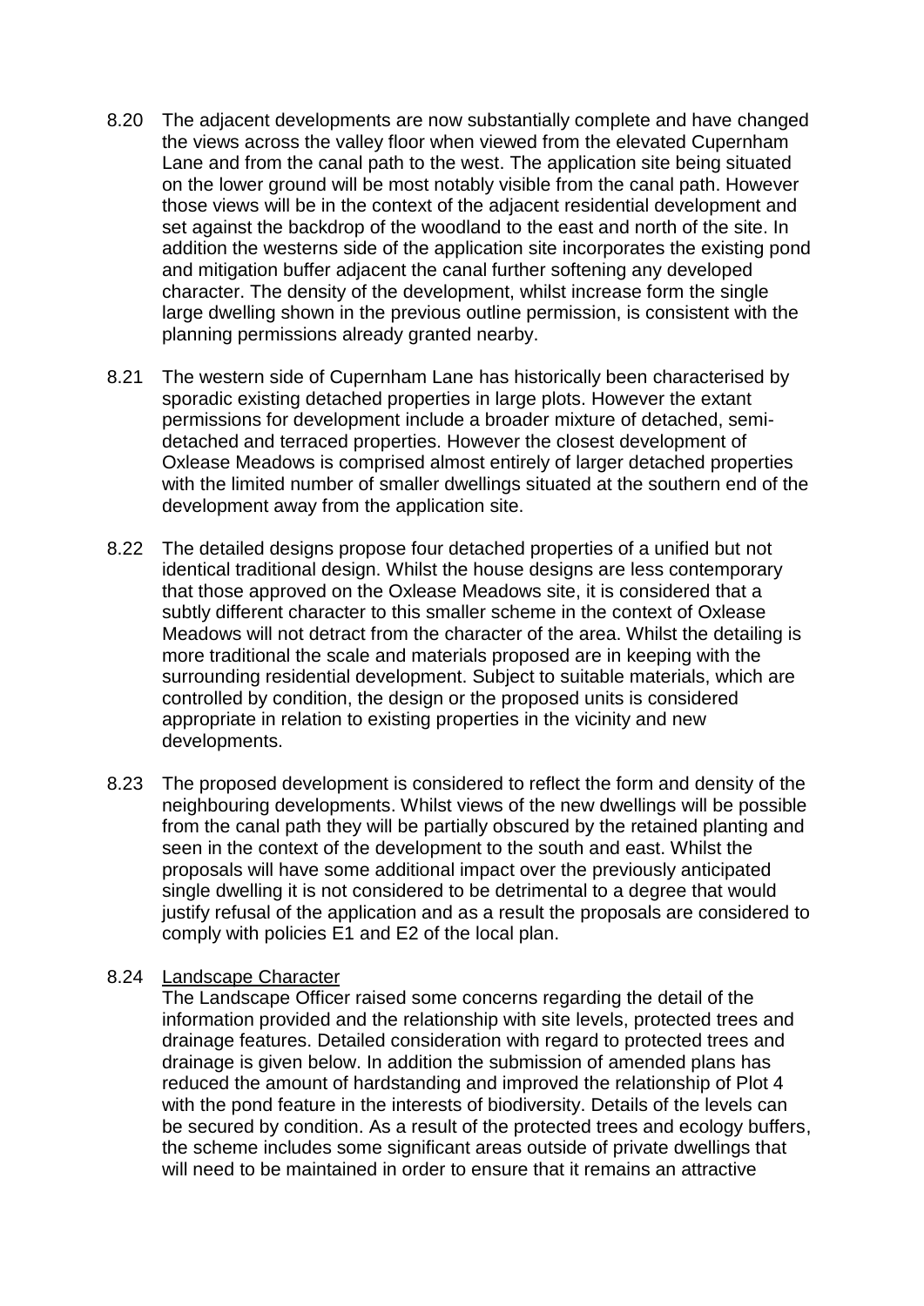8.20 The adjacent developments are now substantially complete and have changed the views across the valley floor when viewed from the elevated Cupernham Lane and from the canal path to the west. The application site being situated on the lower ground will be most notably visible from the canal path. However those views will be in the context of the adjacent residential development and set against the backdrop of the woodland to the east and north of the site. In addition the westerns side of the application site incorporates the existing pond and mitigation buffer adjacent the canal further softening any developed character. The density of the development, whilst increase form the single large dwelling shown in the previous outline permission, is consistent with the planning permissions already granted nearby.

8.21 The western side of Cupernham Lane has historically been characterised by sporadic existing detached properties in large plots. However the extant permissions for development include a broader mixture of detached, semi-detached and terraced properties. However the closest development of Oxlease Meadows is comprised almost entirely of larger detached properties with the limited number of smaller dwellings situated at the southern end of the development away from the application site.

8.22 The detailed designs propose four detached properties of a unified but not identical traditional design. Whilst the house designs are less contemporary that those approved on the Oxlease Meadows site, it is considered that a subtly different character to this smaller scheme in the context of Oxlease Meadows will not detract from the character of the area. Whilst the detailing is more traditional the scale and materials proposed are in keeping with the surrounding residential development. Subject to suitable materials, which are controlled by condition, the design or the proposed units is considered appropriate in relation to existing properties in the vicinity and new developments.

8.23 The proposed development is considered to reflect the form and density of the neighbouring developments. Whilst views of the new dwellings will be possible from the canal path they will be partially obscured by the retained planting and seen in the context of the development to the south and east. Whilst the proposals will have some additional impact over the previously anticipated single dwelling it is not considered to be detrimental to a degree that would justify refusal of the application and as a result the proposals are considered to comply with policies E1 and E2 of the local plan.

8.24 <u>Landscape Character</u>

The Landscape Officer raised some concerns regarding the detail of the information provided and the relationship with site levels, protected trees and drainage features. Detailed consideration with regard to protected trees and drainage is given below. In addition the submission of amended plans has reduced the amount of hardstanding and improved the relationship of Plot 4 with the pond feature in the interests of biodiversity. Details of the levels can be secured by condition. As a result of the protected trees and ecology buffers, the scheme includes some significant areas outside of private dwellings that will need to be maintained in order to ensure that it remains an attractive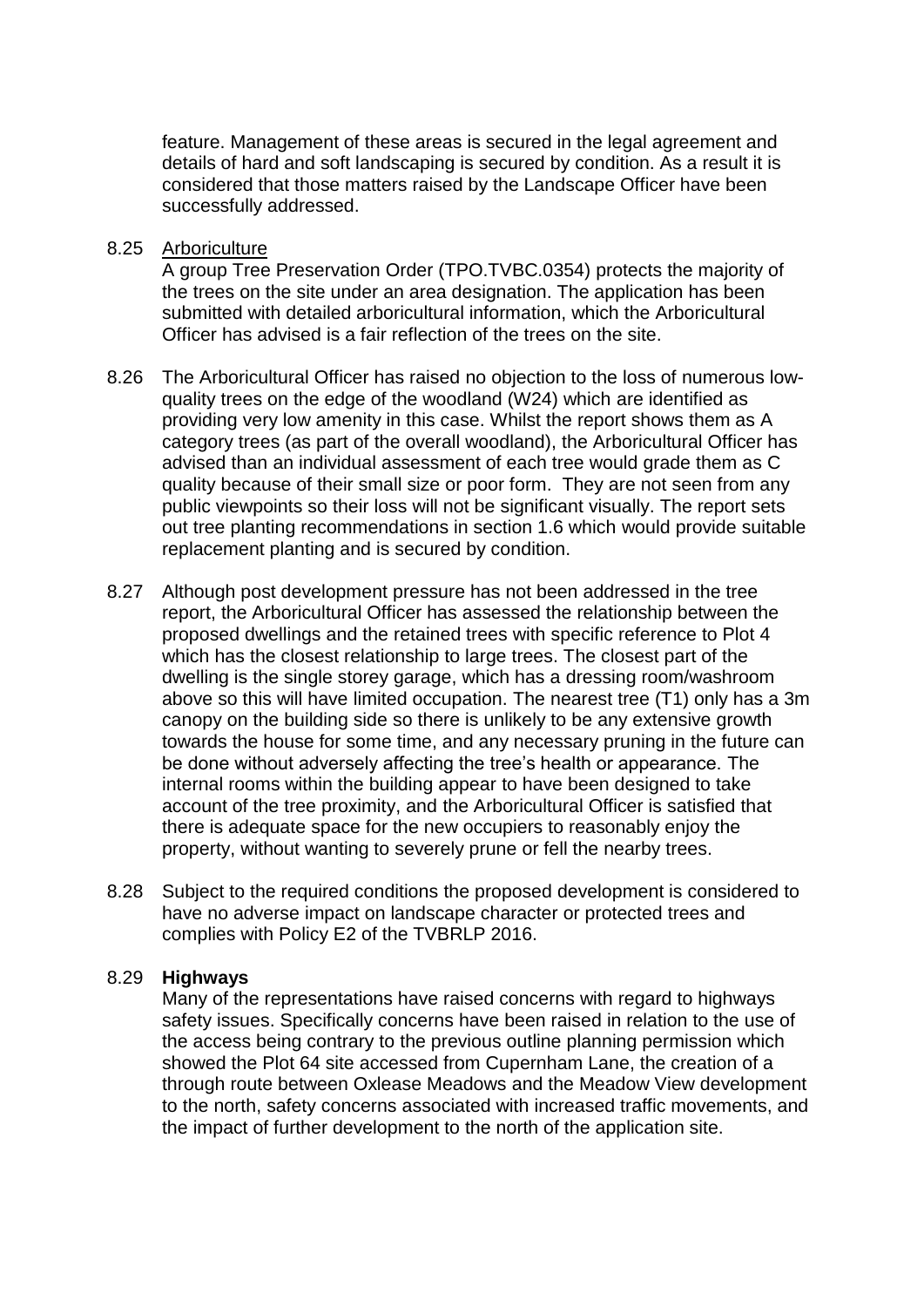feature. Management of these areas is secured in the legal agreement and details of hard and soft landscaping is secured by condition. As a result it is considered that those matters raised by the Landscape Officer have been successfully addressed.

8.25 Arboriculture

A group Tree Preservation Order (TPO.TVBC.0354) protects the majority of the trees on the site under an area designation. The application has been submitted with detailed arboricultural information, which the Arboricultural Officer has advised is a fair reflection of the trees on the site.

8.26 The Arboricultural Officer has raised no objection to the loss of numerous low-quality trees on the edge of the woodland (W24) which are identified as providing very low amenity in this case. Whilst the report shows them as A category trees (as part of the overall woodland), the Arboricultural Officer has advised than an individual assessment of each tree would grade them as C quality because of their small size or poor form. They are not seen from any public viewpoints so their loss will not be significant visually. The report sets out tree planting recommendations in section 1.6 which would provide suitable replacement planting and is secured by condition.

8.27 Although post development pressure has not been addressed in the tree report, the Arboricultural Officer has assessed the relationship between the proposed dwellings and the retained trees with specific reference to Plot 4 which has the closest relationship to large trees. The closest part of the dwelling is the single storey garage, which has a dressing room/washroom above so this will have limited occupation. The nearest tree (T1) only has a 3m canopy on the building side so there is unlikely to be any extensive growth towards the house for some time, and any necessary pruning in the future can be done without adversely affecting the tree's health or appearance. The internal rooms within the building appear to have been designed to take account of the tree proximity, and the Arboricultural Officer is satisfied that there is adequate space for the new occupiers to reasonably enjoy the property, without wanting to severely prune or fell the nearby trees.

8.28 Subject to the required conditions the proposed development is considered to have no adverse impact on landscape character or protected trees and complies with Policy E2 of the TVBRLP 2016.

8.29 **Highways**

Many of the representations have raised concerns with regard to highways safety issues. Specifically concerns have been raised in relation to the use of the access being contrary to the previous outline planning permission which showed the Plot 64 site accessed from Cupernham Lane, the creation of a through route between Oxlease Meadows and the Meadow View development to the north, safety concerns associated with increased traffic movements, and the impact of further development to the north of the application site.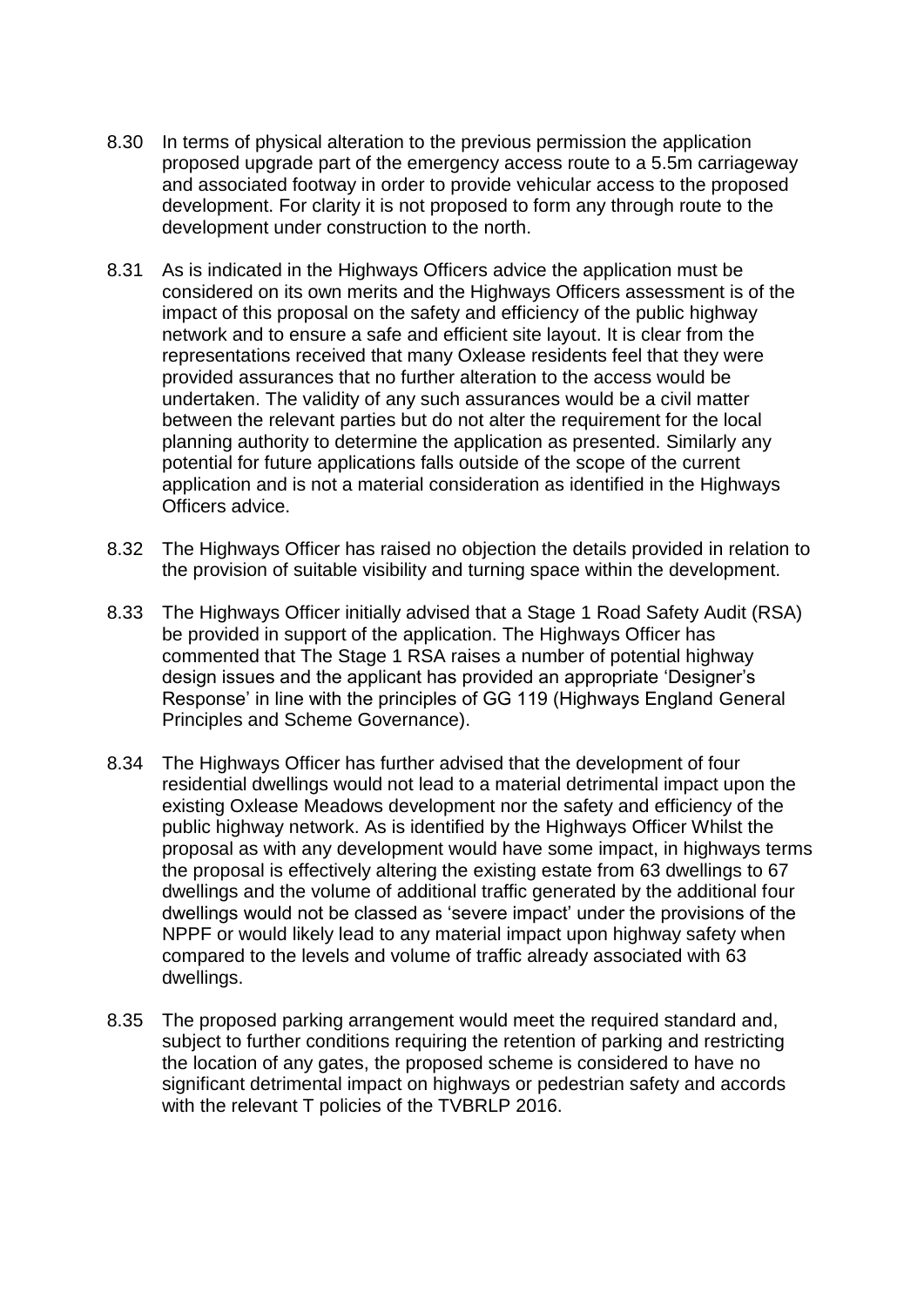8.30 In terms of physical alteration to the previous permission the application proposed upgrade part of the emergency access route to a 5.5m carriageway and associated footway in order to provide vehicular access to the proposed development. For clarity it is not proposed to form any through route to the development under construction to the north.

8.31 As is indicated in the Highways Officers advice the application must be considered on its own merits and the Highways Officers assessment is of the impact of this proposal on the safety and efficiency of the public highway network and to ensure a safe and efficient site layout. It is clear from the representations received that many Oxlease residents feel that they were provided assurances that no further alteration to the access would be undertaken. The validity of any such assurances would be a civil matter between the relevant parties but do not alter the requirement for the local planning authority to determine the application as presented. Similarly any potential for future applications falls outside of the scope of the current application and is not a material consideration as identified in the Highways Officers advice.

8.32 The Highways Officer has raised no objection the details provided in relation to the provision of suitable visibility and turning space within the development.

8.33 The Highways Officer initially advised that a Stage 1 Road Safety Audit (RSA) be provided in support of the application. The Highways Officer has commented that The Stage 1 RSA raises a number of potential highway design issues and the applicant has provided an appropriate 'Designer's Response' in line with the principles of GG 119 (Highways England General Principles and Scheme Governance).

8.34 The Highways Officer has further advised that the development of four residential dwellings would not lead to a material detrimental impact upon the existing Oxlease Meadows development nor the safety and efficiency of the public highway network. As is identified by the Highways Officer Whilst the proposal as with any development would have some impact, in highways terms the proposal is effectively altering the existing estate from 63 dwellings to 67 dwellings and the volume of additional traffic generated by the additional four dwellings would not be classed as 'severe impact' under the provisions of the NPPF or would likely lead to any material impact upon highway safety when compared to the levels and volume of traffic already associated with 63 dwellings.

8.35 The proposed parking arrangement would meet the required standard and, subject to further conditions requiring the retention of parking and restricting the location of any gates, the proposed scheme is considered to have no significant detrimental impact on highways or pedestrian safety and accords with the relevant T policies of the TVBRLP 2016.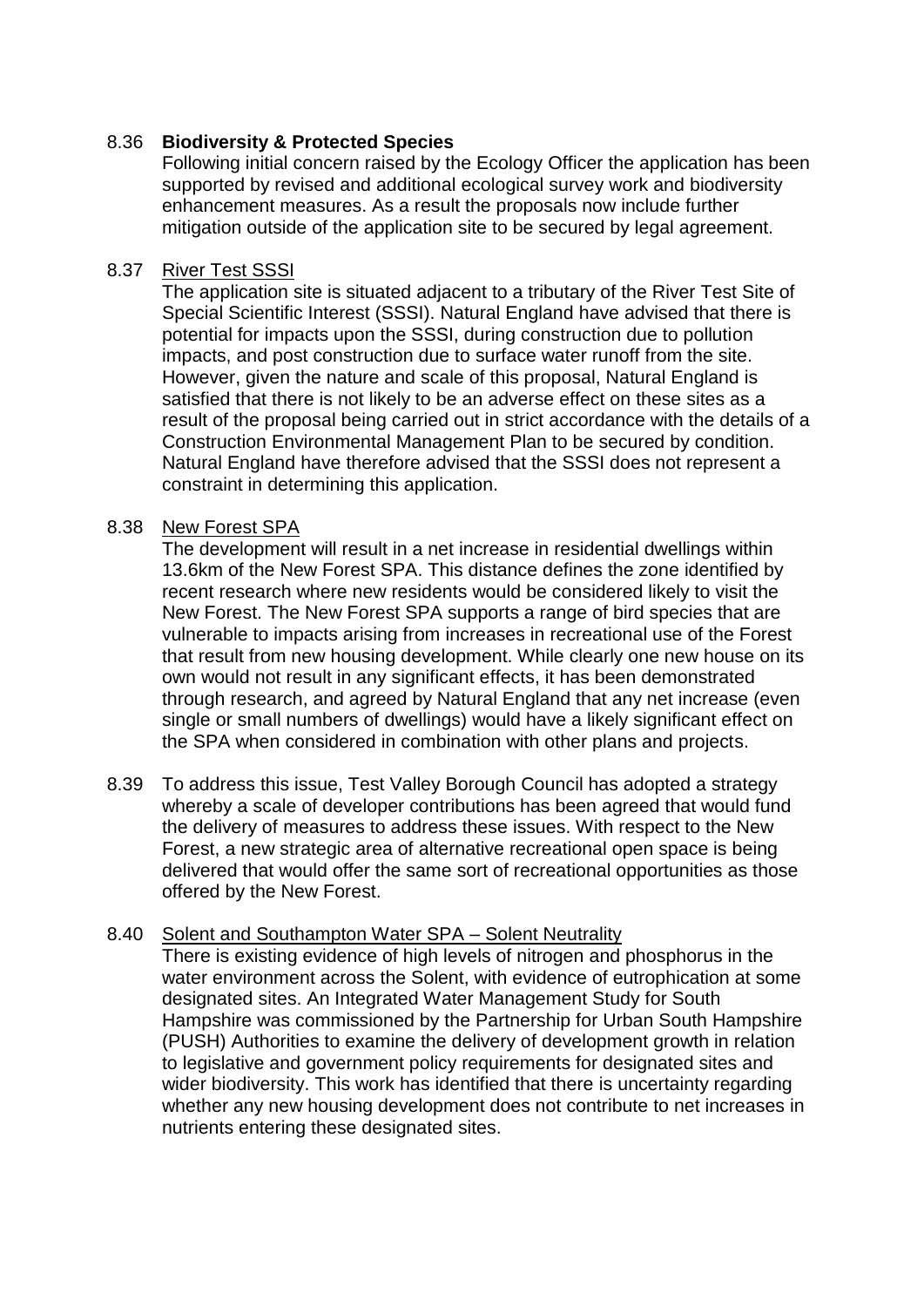8.36 **Biodiversity & Protected Species**

Following initial concern raised by the Ecology Officer the application has been supported by revised and additional ecological survey work and biodiversity enhancement measures. As a result the proposals now include further mitigation outside of the application site to be secured by legal agreement.

8.37 River Test SSSI

The application site is situated adjacent to a tributary of the River Test Site of Special Scientific Interest (SSSI). Natural England have advised that there is potential for impacts upon the SSSI, during construction due to pollution impacts, and post construction due to surface water runoff from the site. However, given the nature and scale of this proposal, Natural England is satisfied that there is not likely to be an adverse effect on these sites as a result of the proposal being carried out in strict accordance with the details of a Construction Environmental Management Plan to be secured by condition. Natural England have therefore advised that the SSSI does not represent a constraint in determining this application.

8.38 New Forest SPA

The development will result in a net increase in residential dwellings within 13.6km of the New Forest SPA. This distance defines the zone identified by recent research where new residents would be considered likely to visit the New Forest. The New Forest SPA supports a range of bird species that are vulnerable to impacts arising from increases in recreational use of the Forest that result from new housing development. While clearly one new house on its own would not result in any significant effects, it has been demonstrated through research, and agreed by Natural England that any net increase (even single or small numbers of dwellings) would have a likely significant effect on the SPA when considered in combination with other plans and projects.

8.39 To address this issue, Test Valley Borough Council has adopted a strategy whereby a scale of developer contributions has been agreed that would fund the delivery of measures to address these issues. With respect to the New Forest, a new strategic area of alternative recreational open space is being delivered that would offer the same sort of recreational opportunities as those offered by the New Forest.

8.40 Solent and Southampton Water SPA – Solent Neutrality

There is existing evidence of high levels of nitrogen and phosphorus in the water environment across the Solent, with evidence of eutrophication at some designated sites. An Integrated Water Management Study for South Hampshire was commissioned by the Partnership for Urban South Hampshire (PUSH) Authorities to examine the delivery of development growth in relation to legislative and government policy requirements for designated sites and wider biodiversity. This work has identified that there is uncertainty regarding whether any new housing development does not contribute to net increases in nutrients entering these designated sites.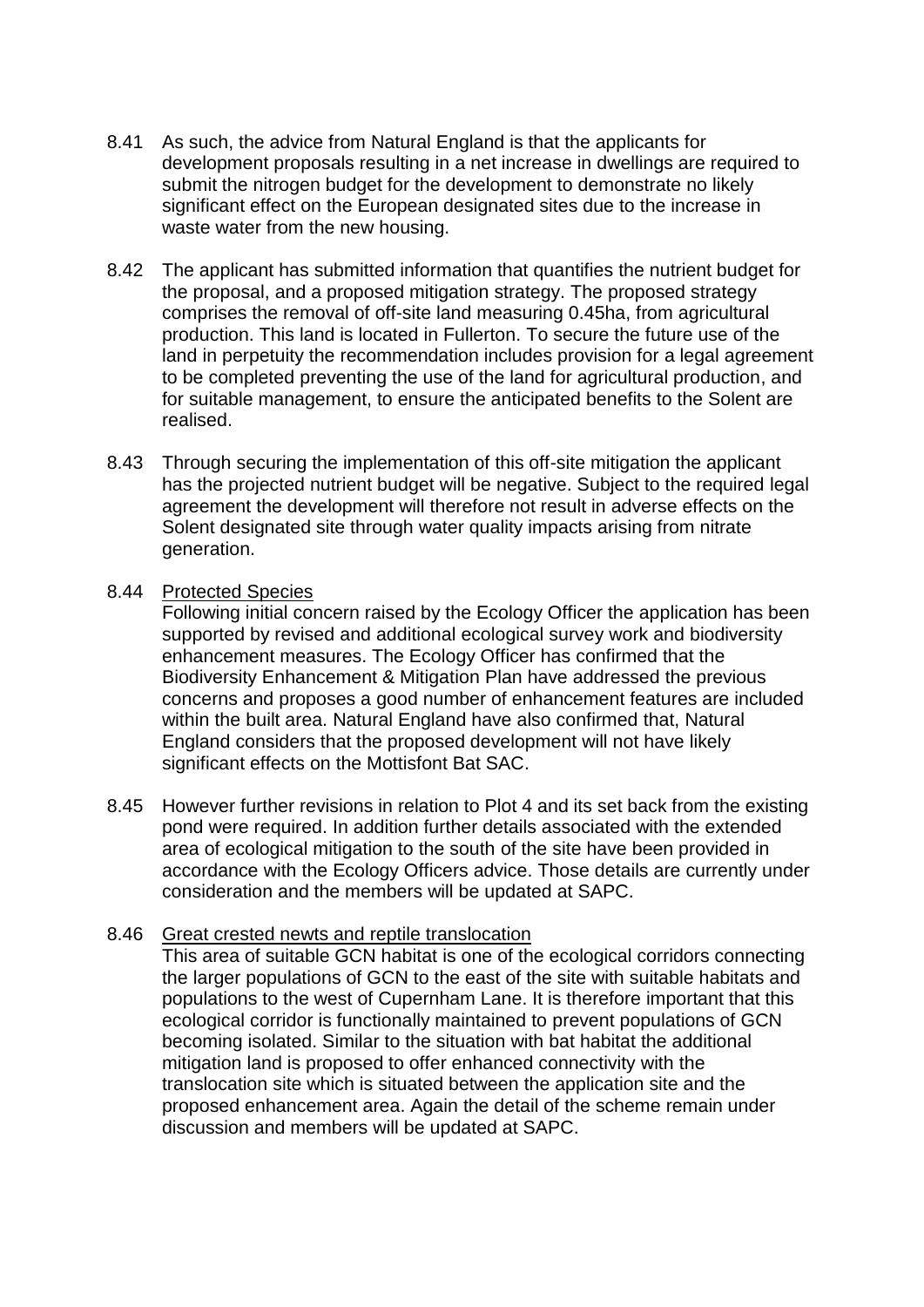8.41 As such, the advice from Natural England is that the applicants for development proposals resulting in a net increase in dwellings are required to submit the nitrogen budget for the development to demonstrate no likely significant effect on the European designated sites due to the increase in waste water from the new housing.

8.42 The applicant has submitted information that quantifies the nutrient budget for the proposal, and a proposed mitigation strategy. The proposed strategy comprises the removal of off-site land measuring 0.45ha, from agricultural production. This land is located in Fullerton. To secure the future use of the land in perpetuity the recommendation includes provision for a legal agreement to be completed preventing the use of the land for agricultural production, and for suitable management, to ensure the anticipated benefits to the Solent are realised.

8.43 Through securing the implementation of this off-site mitigation the applicant has the projected nutrient budget will be negative. Subject to the required legal agreement the development will therefore not result in adverse effects on the Solent designated site through water quality impacts arising from nitrate generation.

8.44 <u>Protected Species</u>
Following initial concern raised by the Ecology Officer the application has been supported by revised and additional ecological survey work and biodiversity enhancement measures. The Ecology Officer has confirmed that the Biodiversity Enhancement & Mitigation Plan have addressed the previous concerns and proposes a good number of enhancement features are included within the built area. Natural England have also confirmed that, Natural England considers that the proposed development will not have likely significant effects on the Mottisfont Bat SAC.

8.45 However further revisions in relation to Plot 4 and its set back from the existing pond were required. In addition further details associated with the extended area of ecological mitigation to the south of the site have been provided in accordance with the Ecology Officers advice. Those details are currently under consideration and the members will be updated at SAPC.

8.46 <u>Great crested newts and reptile translocation</u>
This area of suitable GCN habitat is one of the ecological corridors connecting the larger populations of GCN to the east of the site with suitable habitats and populations to the west of Cupernham Lane. It is therefore important that this ecological corridor is functionally maintained to prevent populations of GCN becoming isolated. Similar to the situation with bat habitat the additional mitigation land is proposed to offer enhanced connectivity with the translocation site which is situated between the application site and the proposed enhancement area. Again the detail of the scheme remain under discussion and members will be updated at SAPC.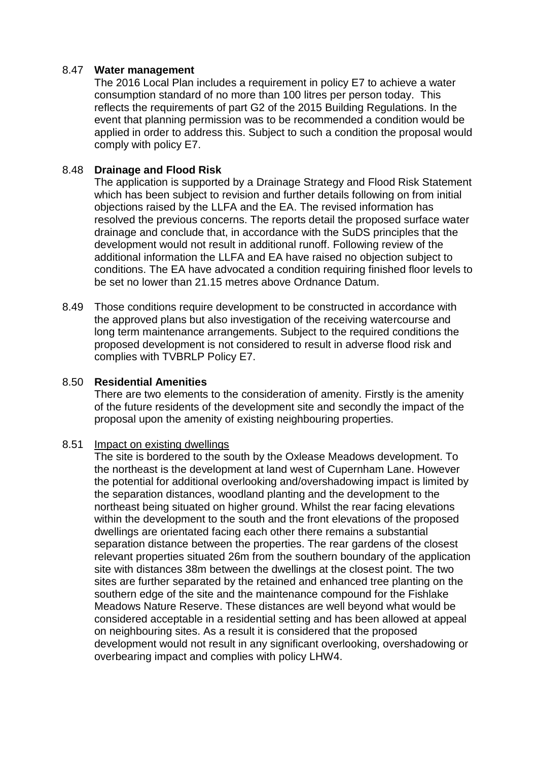8.47 **Water management**

The 2016 Local Plan includes a requirement in policy E7 to achieve a water consumption standard of no more than 100 litres per person today. This reflects the requirements of part G2 of the 2015 Building Regulations. In the event that planning permission was to be recommended a condition would be applied in order to address this. Subject to such a condition the proposal would comply with policy E7.

8.48 **Drainage and Flood Risk**

The application is supported by a Drainage Strategy and Flood Risk Statement which has been subject to revision and further details following on from initial objections raised by the LLFA and the EA. The revised information has resolved the previous concerns. The reports detail the proposed surface water drainage and conclude that, in accordance with the SuDS principles that the development would not result in additional runoff. Following review of the additional information the LLFA and EA have raised no objection subject to conditions. The EA have advocated a condition requiring finished floor levels to be set no lower than 21.15 metres above Ordnance Datum.

8.49 Those conditions require development to be constructed in accordance with the approved plans but also investigation of the receiving watercourse and long term maintenance arrangements. Subject to the required conditions the proposed development is not considered to result in adverse flood risk and complies with TVBRLP Policy E7.

8.50 **Residential Amenities**

There are two elements to the consideration of amenity. Firstly is the amenity of the future residents of the development site and secondly the impact of the proposal upon the amenity of existing neighbouring properties.

8.51 Impact on existing dwellings

The site is bordered to the south by the Oxlease Meadows development. To the northeast is the development at land west of Cupernham Lane. However the potential for additional overlooking and/overshadowing impact is limited by the separation distances, woodland planting and the development to the northeast being situated on higher ground. Whilst the rear facing elevations within the development to the south and the front elevations of the proposed dwellings are orientated facing each other there remains a substantial separation distance between the properties. The rear gardens of the closest relevant properties situated 26m from the southern boundary of the application site with distances 38m between the dwellings at the closest point. The two sites are further separated by the retained and enhanced tree planting on the southern edge of the site and the maintenance compound for the Fishlake Meadows Nature Reserve. These distances are well beyond what would be considered acceptable in a residential setting and has been allowed at appeal on neighbouring sites. As a result it is considered that the proposed development would not result in any significant overlooking, overshadowing or overbearing impact and complies with policy LHW4.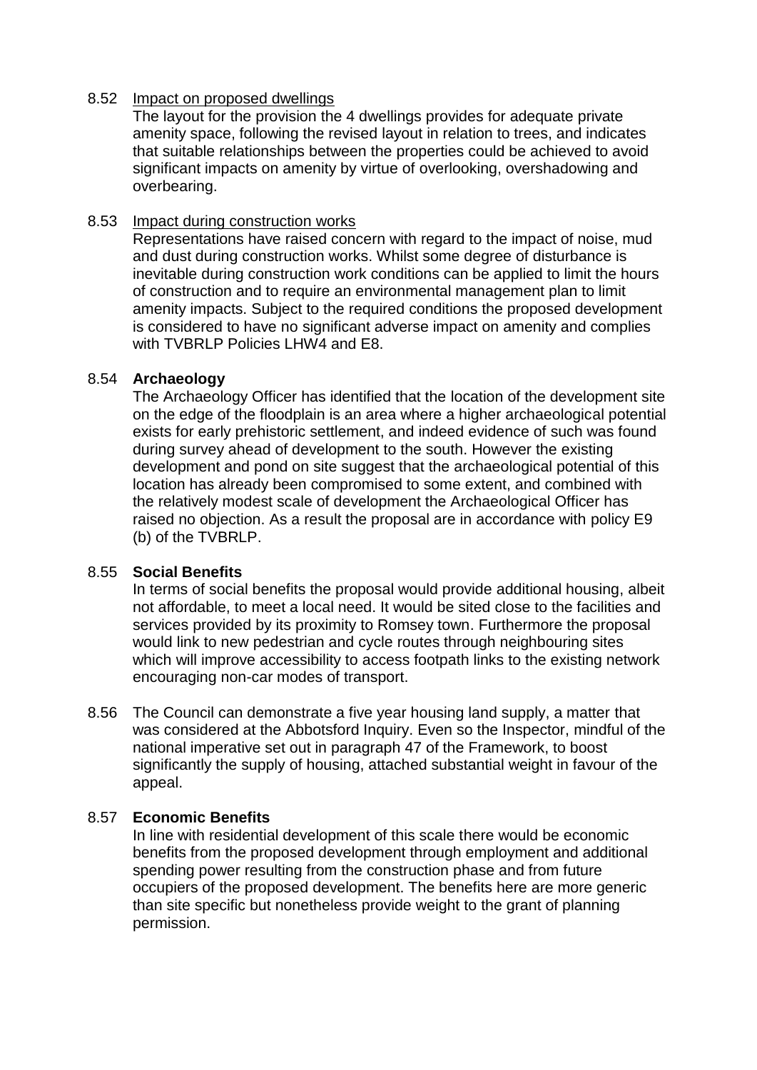8.52 Impact on proposed dwellings

The layout for the provision the 4 dwellings provides for adequate private amenity space, following the revised layout in relation to trees, and indicates that suitable relationships between the properties could be achieved to avoid significant impacts on amenity by virtue of overlooking, overshadowing and overbearing.

8.53 Impact during construction works

Representations have raised concern with regard to the impact of noise, mud and dust during construction works. Whilst some degree of disturbance is inevitable during construction work conditions can be applied to limit the hours of construction and to require an environmental management plan to limit amenity impacts. Subject to the required conditions the proposed development is considered to have no significant adverse impact on amenity and complies with TVBRLP Policies LHW4 and E8.

8.54 **Archaeology**

The Archaeology Officer has identified that the location of the development site on the edge of the floodplain is an area where a higher archaeological potential exists for early prehistoric settlement, and indeed evidence of such was found during survey ahead of development to the south. However the existing development and pond on site suggest that the archaeological potential of this location has already been compromised to some extent, and combined with the relatively modest scale of development the Archaeological Officer has raised no objection. As a result the proposal are in accordance with policy E9 (b) of the TVBRLP.

8.55 **Social Benefits**

In terms of social benefits the proposal would provide additional housing, albeit not affordable, to meet a local need. It would be sited close to the facilities and services provided by its proximity to Romsey town. Furthermore the proposal would link to new pedestrian and cycle routes through neighbouring sites which will improve accessibility to access footpath links to the existing network encouraging non-car modes of transport.

8.56 The Council can demonstrate a five year housing land supply, a matter that was considered at the Abbotsford Inquiry. Even so the Inspector, mindful of the national imperative set out in paragraph 47 of the Framework, to boost significantly the supply of housing, attached substantial weight in favour of the appeal.

8.57 **Economic Benefits**

In line with residential development of this scale there would be economic benefits from the proposed development through employment and additional spending power resulting from the construction phase and from future occupiers of the proposed development. The benefits here are more generic than site specific but nonetheless provide weight to the grant of planning permission.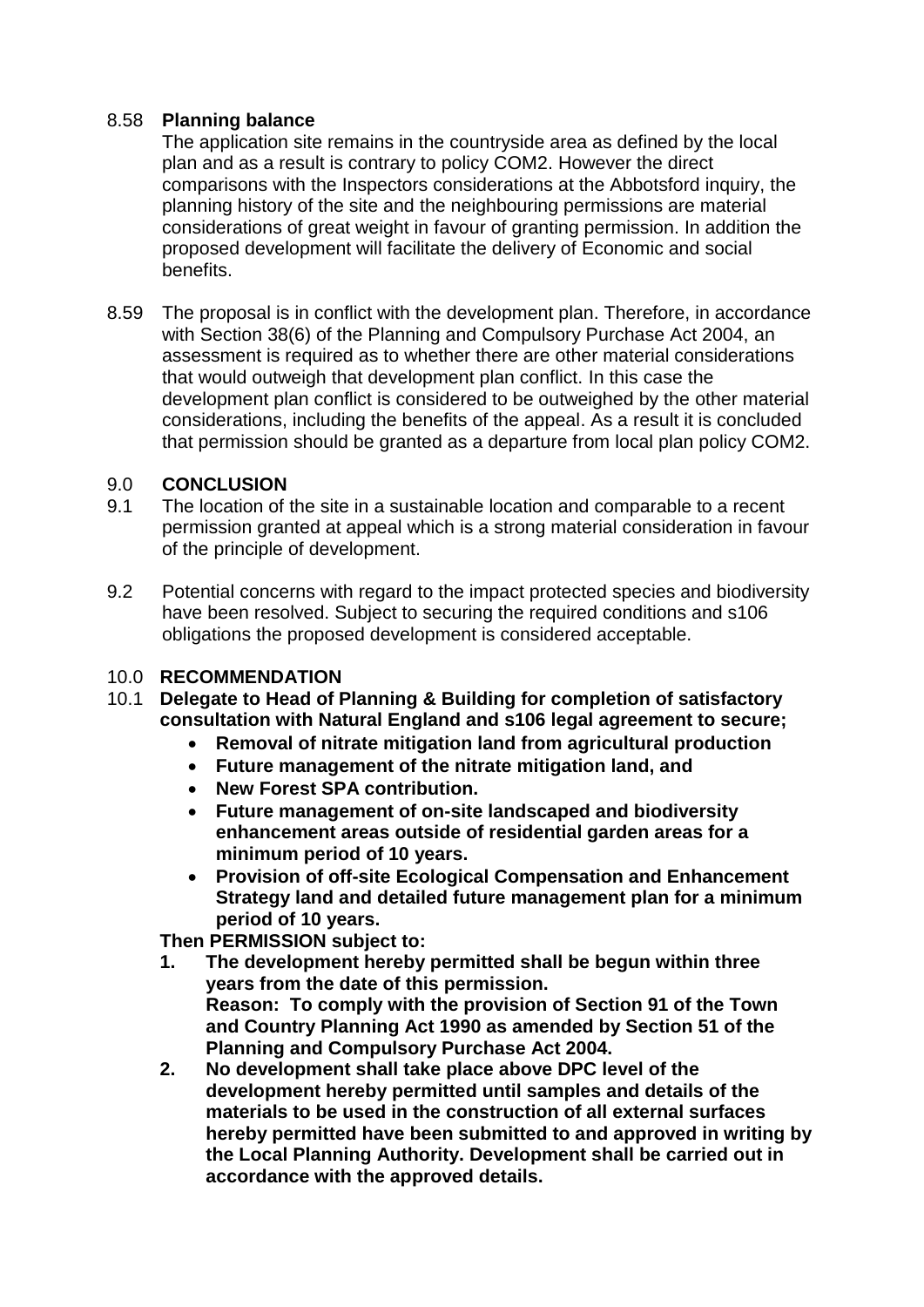8.58 **Planning balance**

The application site remains in the countryside area as defined by the local plan and as a result is contrary to policy COM2. However the direct comparisons with the Inspectors considerations at the Abbotsford inquiry, the planning history of the site and the neighbouring permissions are material considerations of great weight in favour of granting permission. In addition the proposed development will facilitate the delivery of Economic and social benefits.

8.59 The proposal is in conflict with the development plan. Therefore, in accordance with Section 38(6) of the Planning and Compulsory Purchase Act 2004, an assessment is required as to whether there are other material considerations that would outweigh that development plan conflict. In this case the development plan conflict is considered to be outweighed by the other material considerations, including the benefits of the appeal. As a result it is concluded that permission should be granted as a departure from local plan policy COM2.

## 9.0 CONCLUSION

9.1 The location of the site in a sustainable location and comparable to a recent permission granted at appeal which is a strong material consideration in favour of the principle of development.

9.2 Potential concerns with regard to the impact protected species and biodiversity have been resolved. Subject to securing the required conditions and s106 obligations the proposed development is considered acceptable.

## 10.0 RECOMMENDATION

10.1 **Delegate to Head of Planning & Building for completion of satisfactory consultation with Natural England and s106 legal agreement to secure;**

- **Removal of nitrate mitigation land from agricultural production**
- **Future management of the nitrate mitigation land, and**
- **New Forest SPA contribution.**
- **Future management of on-site landscaped and biodiversity enhancement areas outside of residential garden areas for a minimum period of 10 years.**
- **Provision of off-site Ecological Compensation and Enhancement Strategy land and detailed future management plan for a minimum period of 10 years.**

**Then PERMISSION subject to:**

1. **The development hereby permitted shall be begun within three years from the date of this permission.**
   **Reason: To comply with the provision of Section 91 of the Town and Country Planning Act 1990 as amended by Section 51 of the Planning and Compulsory Purchase Act 2004.**
2. **No development shall take place above DPC level of the development hereby permitted until samples and details of the materials to be used in the construction of all external surfaces hereby permitted have been submitted to and approved in writing by the Local Planning Authority. Development shall be carried out in accordance with the approved details.**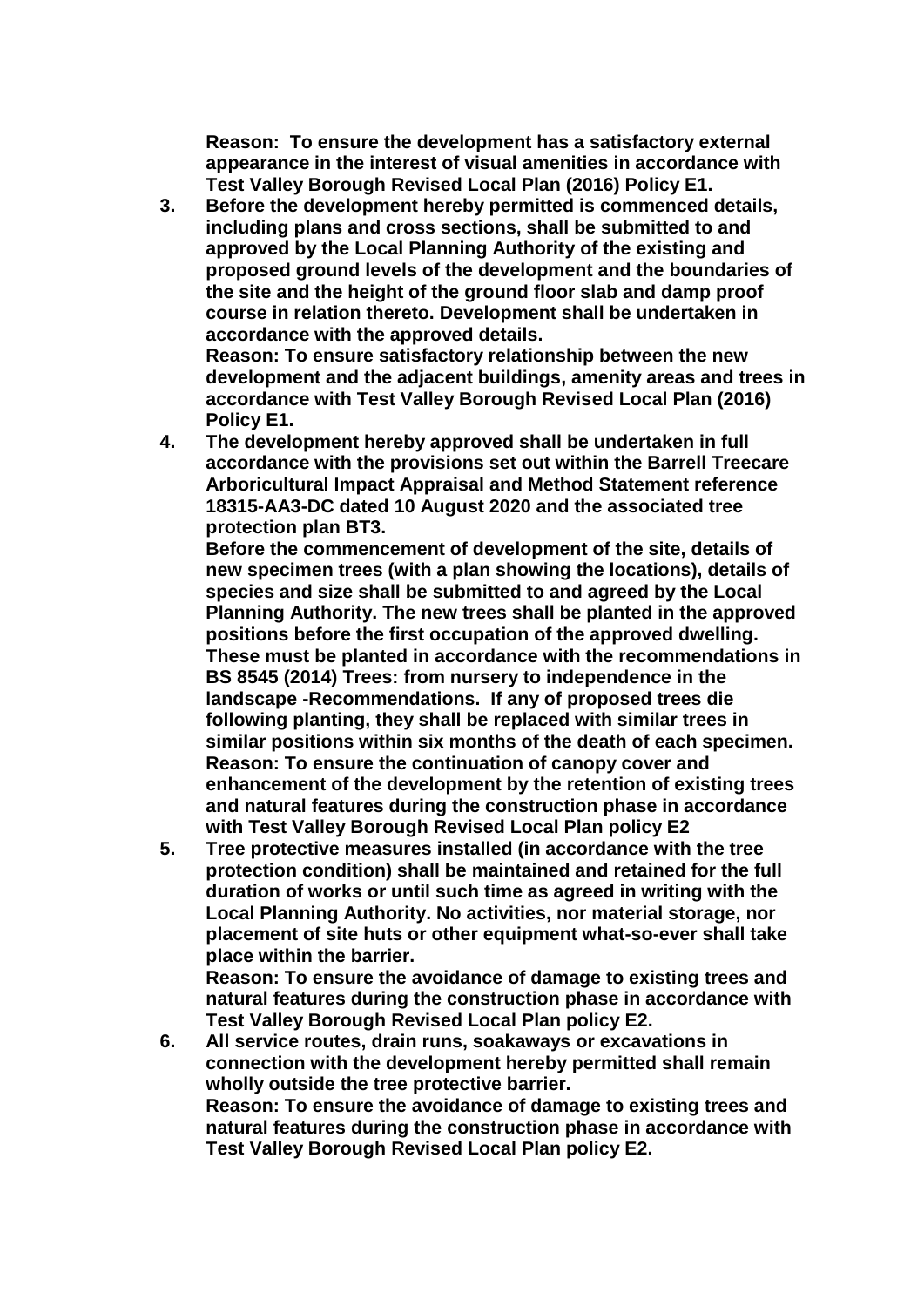**Reason: To ensure the development has a satisfactory external appearance in the interest of visual amenities in accordance with Test Valley Borough Revised Local Plan (2016) Policy E1.**

3. **Before the development hereby permitted is commenced details, including plans and cross sections, shall be submitted to and approved by the Local Planning Authority of the existing and proposed ground levels of the development and the boundaries of the site and the height of the ground floor slab and damp proof course in relation thereto. Development shall be undertaken in accordance with the approved details.**
   **Reason: To ensure satisfactory relationship between the new development and the adjacent buildings, amenity areas and trees in accordance with Test Valley Borough Revised Local Plan (2016) Policy E1.**
4. **The development hereby approved shall be undertaken in full accordance with the provisions set out within the Barrell Treecare Arboricultural Impact Appraisal and Method Statement reference 18315-AA3-DC dated 10 August 2020 and the associated tree protection plan BT3.**
   **Before the commencement of development of the site, details of new specimen trees (with a plan showing the locations), details of species and size shall be submitted to and agreed by the Local Planning Authority. The new trees shall be planted in the approved positions before the first occupation of the approved dwelling. These must be planted in accordance with the recommendations in BS 8545 (2014) Trees: from nursery to independence in the landscape -Recommendations. If any of proposed trees die following planting, they shall be replaced with similar trees in similar positions within six months of the death of each specimen.**
   **Reason: To ensure the continuation of canopy cover and enhancement of the development by the retention of existing trees and natural features during the construction phase in accordance with Test Valley Borough Revised Local Plan policy E2**
5. **Tree protective measures installed (in accordance with the tree protection condition) shall be maintained and retained for the full duration of works or until such time as agreed in writing with the Local Planning Authority. No activities, nor material storage, nor placement of site huts or other equipment what-so-ever shall take place within the barrier.**
   **Reason: To ensure the avoidance of damage to existing trees and natural features during the construction phase in accordance with Test Valley Borough Revised Local Plan policy E2.**
6. **All service routes, drain runs, soakaways or excavations in connection with the development hereby permitted shall remain wholly outside the tree protective barrier.**
   **Reason: To ensure the avoidance of damage to existing trees and natural features during the construction phase in accordance with Test Valley Borough Revised Local Plan policy E2.**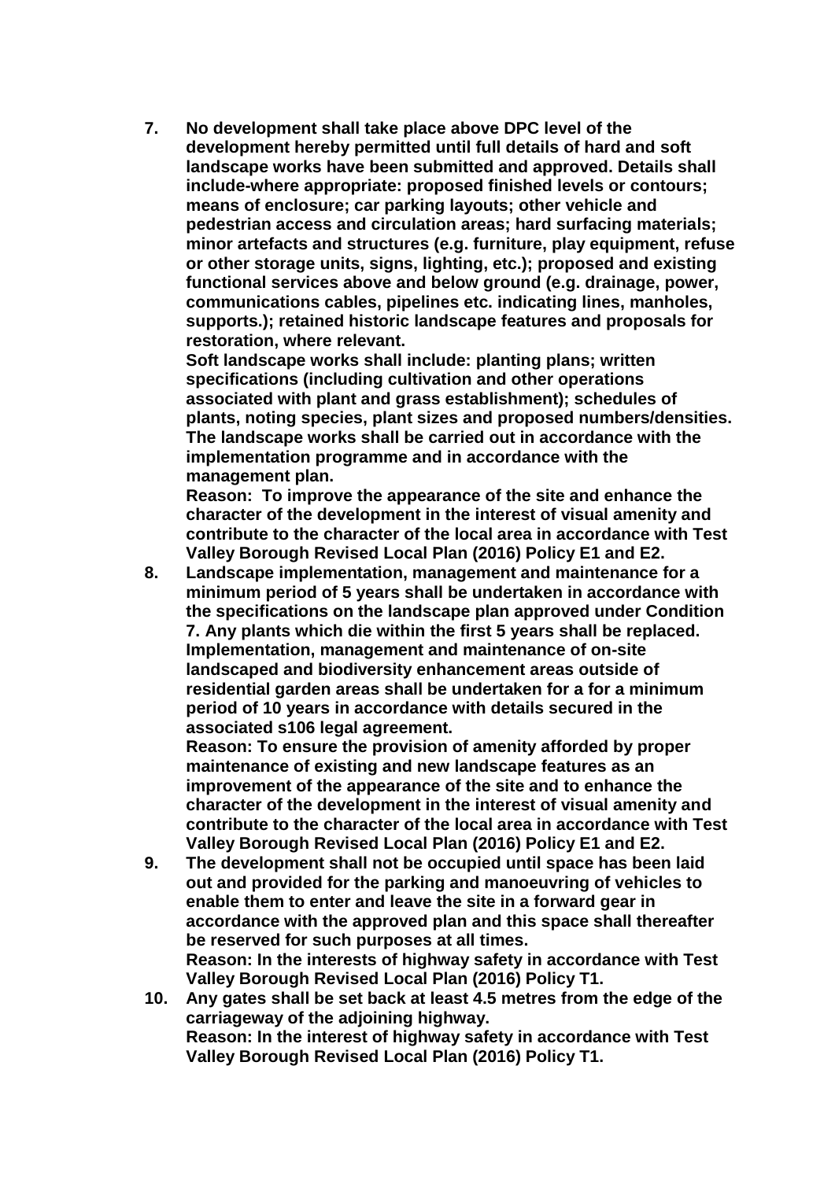7. **No development shall take place above DPC level of the development hereby permitted until full details of hard and soft landscape works have been submitted and approved. Details shall include-where appropriate: proposed finished levels or contours; means of enclosure; car parking layouts; other vehicle and pedestrian access and circulation areas; hard surfacing materials; minor artefacts and structures (e.g. furniture, play equipment, refuse or other storage units, signs, lighting, etc.); proposed and existing functional services above and below ground (e.g. drainage, power, communications cables, pipelines etc. indicating lines, manholes, supports.); retained historic landscape features and proposals for restoration, where relevant.**
   **Soft landscape works shall include: planting plans; written specifications (including cultivation and other operations associated with plant and grass establishment); schedules of plants, noting species, plant sizes and proposed numbers/densities. The landscape works shall be carried out in accordance with the implementation programme and in accordance with the management plan.**
   **Reason: To improve the appearance of the site and enhance the character of the development in the interest of visual amenity and contribute to the character of the local area in accordance with Test Valley Borough Revised Local Plan (2016) Policy E1 and E2.**
8. **Landscape implementation, management and maintenance for a minimum period of 5 years shall be undertaken in accordance with the specifications on the landscape plan approved under Condition 7. Any plants which die within the first 5 years shall be replaced. Implementation, management and maintenance of on-site landscaped and biodiversity enhancement areas outside of residential garden areas shall be undertaken for a for a minimum period of 10 years in accordance with details secured in the associated s106 legal agreement.**
   **Reason: To ensure the provision of amenity afforded by proper maintenance of existing and new landscape features as an improvement of the appearance of the site and to enhance the character of the development in the interest of visual amenity and contribute to the character of the local area in accordance with Test Valley Borough Revised Local Plan (2016) Policy E1 and E2.**
9. **The development shall not be occupied until space has been laid out and provided for the parking and manoeuvring of vehicles to enable them to enter and leave the site in a forward gear in accordance with the approved plan and this space shall thereafter be reserved for such purposes at all times.**
   **Reason: In the interests of highway safety in accordance with Test Valley Borough Revised Local Plan (2016) Policy T1.**
10. **Any gates shall be set back at least 4.5 metres from the edge of the carriageway of the adjoining highway.**
    **Reason: In the interest of highway safety in accordance with Test Valley Borough Revised Local Plan (2016) Policy T1.**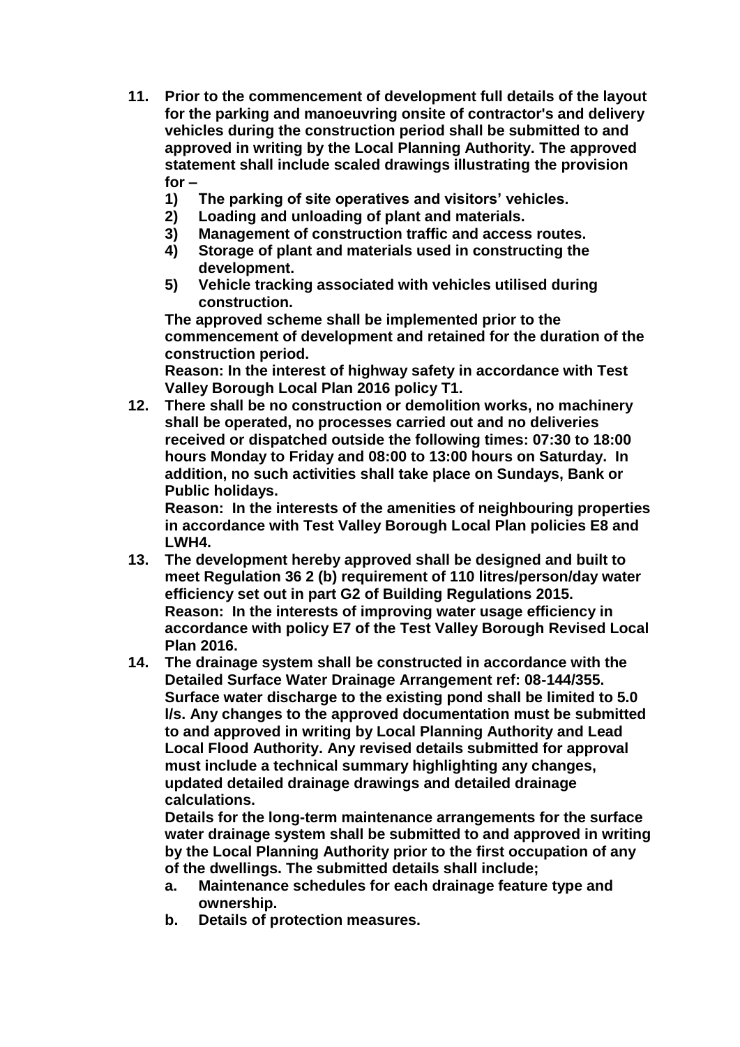11. **Prior to the commencement of development full details of the layout for the parking and manoeuvring onsite of contractor's and delivery vehicles during the construction period shall be submitted to and approved in writing by the Local Planning Authority. The approved statement shall include scaled drawings illustrating the provision for –**
    1) **The parking of site operatives and visitors' vehicles.**
    2) **Loading and unloading of plant and materials.**
    3) **Management of construction traffic and access routes.**
    4) **Storage of plant and materials used in constructing the development.**
    5) **Vehicle tracking associated with vehicles utilised during construction.**

    **The approved scheme shall be implemented prior to the commencement of development and retained for the duration of the construction period.**
    **Reason: In the interest of highway safety in accordance with Test Valley Borough Local Plan 2016 policy T1.**

12. **There shall be no construction or demolition works, no machinery shall be operated, no processes carried out and no deliveries received or dispatched outside the following times: 07:30 to 18:00 hours Monday to Friday and 08:00 to 13:00 hours on Saturday. In addition, no such activities shall take place on Sundays, Bank or Public holidays.**
    **Reason: In the interests of the amenities of neighbouring properties in accordance with Test Valley Borough Local Plan policies E8 and LWH4.**

13. **The development hereby approved shall be designed and built to meet Regulation 36 2 (b) requirement of 110 litres/person/day water efficiency set out in part G2 of Building Regulations 2015.**
    **Reason: In the interests of improving water usage efficiency in accordance with policy E7 of the Test Valley Borough Revised Local Plan 2016.**

14. **The drainage system shall be constructed in accordance with the Detailed Surface Water Drainage Arrangement ref: 08-144/355. Surface water discharge to the existing pond shall be limited to 5.0 l/s. Any changes to the approved documentation must be submitted to and approved in writing by Local Planning Authority and Lead Local Flood Authority. Any revised details submitted for approval must include a technical summary highlighting any changes, updated detailed drainage drawings and detailed drainage calculations.**
    **Details for the long-term maintenance arrangements for the surface water drainage system shall be submitted to and approved in writing by the Local Planning Authority prior to the first occupation of any of the dwellings. The submitted details shall include;**
    a. **Maintenance schedules for each drainage feature type and ownership.**
    b. **Details of protection measures.**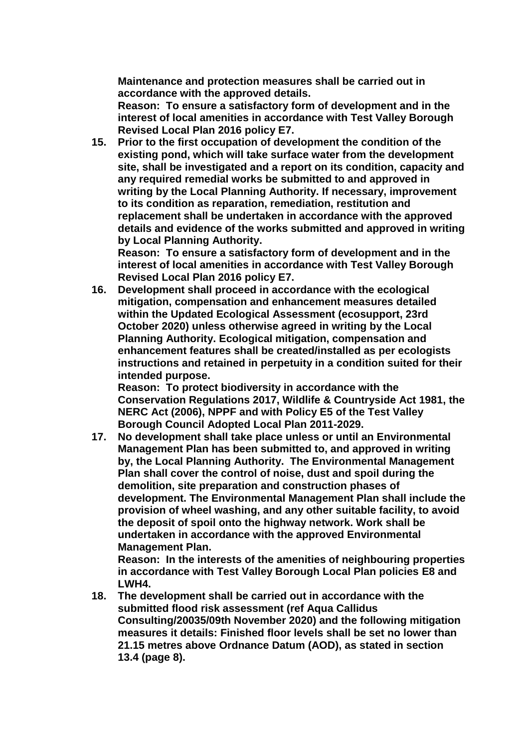**Maintenance and protection measures shall be carried out in accordance with the approved details.**
**Reason: To ensure a satisfactory form of development and in the interest of local amenities in accordance with Test Valley Borough Revised Local Plan 2016 policy E7.**

15. **Prior to the first occupation of development the condition of the existing pond, which will take surface water from the development site, shall be investigated and a report on its condition, capacity and any required remedial works be submitted to and approved in writing by the Local Planning Authority. If necessary, improvement to its condition as reparation, remediation, restitution and replacement shall be undertaken in accordance with the approved details and evidence of the works submitted and approved in writing by Local Planning Authority.**
    **Reason: To ensure a satisfactory form of development and in the interest of local amenities in accordance with Test Valley Borough Revised Local Plan 2016 policy E7.**
16. **Development shall proceed in accordance with the ecological mitigation, compensation and enhancement measures detailed within the Updated Ecological Assessment (ecosupport, 23rd October 2020) unless otherwise agreed in writing by the Local Planning Authority. Ecological mitigation, compensation and enhancement features shall be created/installed as per ecologists instructions and retained in perpetuity in a condition suited for their intended purpose.**
    **Reason: To protect biodiversity in accordance with the Conservation Regulations 2017, Wildlife & Countryside Act 1981, the NERC Act (2006), NPPF and with Policy E5 of the Test Valley Borough Council Adopted Local Plan 2011-2029.**
17. **No development shall take place unless or until an Environmental Management Plan has been submitted to, and approved in writing by, the Local Planning Authority. The Environmental Management Plan shall cover the control of noise, dust and spoil during the demolition, site preparation and construction phases of development. The Environmental Management Plan shall include the provision of wheel washing, and any other suitable facility, to avoid the deposit of spoil onto the highway network. Work shall be undertaken in accordance with the approved Environmental Management Plan.**
    **Reason: In the interests of the amenities of neighbouring properties in accordance with Test Valley Borough Local Plan policies E8 and LWH4.**
18. **The development shall be carried out in accordance with the submitted flood risk assessment (ref Aqua Callidus Consulting/20035/09th November 2020) and the following mitigation measures it details: Finished floor levels shall be set no lower than 21.15 metres above Ordnance Datum (AOD), as stated in section 13.4 (page 8).**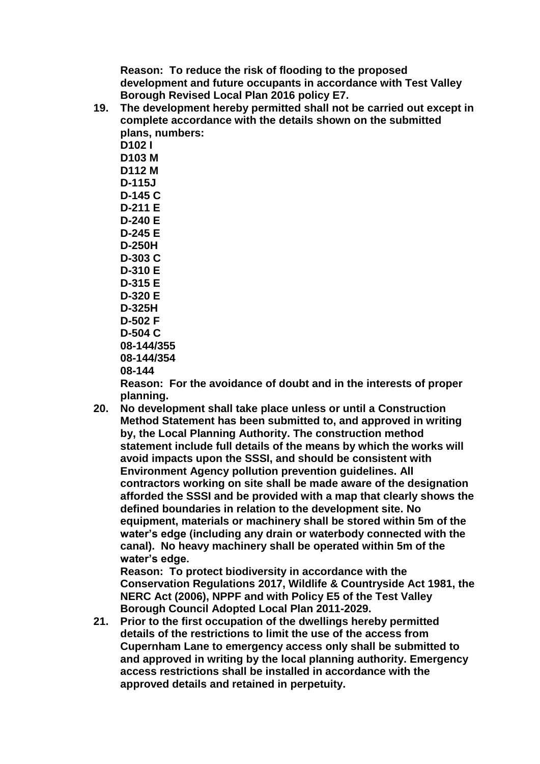**Reason: To reduce the risk of flooding to the proposed development and future occupants in accordance with Test Valley Borough Revised Local Plan 2016 policy E7.**

**19. The development hereby permitted shall not be carried out except in complete accordance with the details shown on the submitted plans, numbers:**
**D102 I**
**D103 M**
**D112 M**
**D-115J**
**D-145 C**
**D-211 E**
**D-240 E**
**D-245 E**
**D-250H**
**D-303 C**
**D-310 E**
**D-315 E**
**D-320 E**
**D-325H**
**D-502 F**
**D-504 C**
**08-144/355**
**08-144/354**
**08-144**
**Reason: For the avoidance of doubt and in the interests of proper planning.**

**20. No development shall take place unless or until a Construction Method Statement has been submitted to, and approved in writing by, the Local Planning Authority. The construction method statement include full details of the means by which the works will avoid impacts upon the SSSI, and should be consistent with Environment Agency pollution prevention guidelines. All contractors working on site shall be made aware of the designation afforded the SSSI and be provided with a map that clearly shows the defined boundaries in relation to the development site. No equipment, materials or machinery shall be stored within 5m of the water's edge (including any drain or waterbody connected with the canal). No heavy machinery shall be operated within 5m of the water's edge.**
**Reason: To protect biodiversity in accordance with the Conservation Regulations 2017, Wildlife & Countryside Act 1981, the NERC Act (2006), NPPF and with Policy E5 of the Test Valley Borough Council Adopted Local Plan 2011-2029.**

**21. Prior to the first occupation of the dwellings hereby permitted details of the restrictions to limit the use of the access from Cupernham Lane to emergency access only shall be submitted to and approved in writing by the local planning authority. Emergency access restrictions shall be installed in accordance with the approved details and retained in perpetuity.**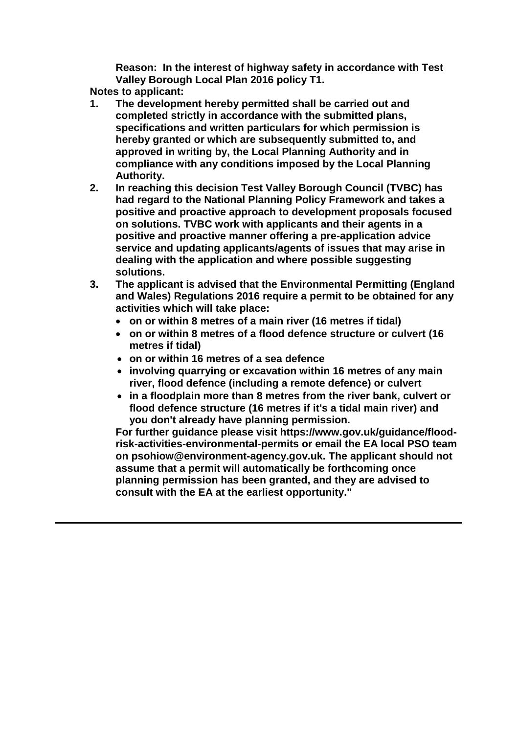**Reason: In the interest of highway safety in accordance with Test Valley Borough Local Plan 2016 policy T1.**

**Notes to applicant:**

1. **The development hereby permitted shall be carried out and completed strictly in accordance with the submitted plans, specifications and written particulars for which permission is hereby granted or which are subsequently submitted to, and approved in writing by, the Local Planning Authority and in compliance with any conditions imposed by the Local Planning Authority.**
2. **In reaching this decision Test Valley Borough Council (TVBC) has had regard to the National Planning Policy Framework and takes a positive and proactive approach to development proposals focused on solutions. TVBC work with applicants and their agents in a positive and proactive manner offering a pre-application advice service and updating applicants/agents of issues that may arise in dealing with the application and where possible suggesting solutions.**
3. **The applicant is advised that the Environmental Permitting (England and Wales) Regulations 2016 require a permit to be obtained for any activities which will take place:**
   - **on or within 8 metres of a main river (16 metres if tidal)**
   - **on or within 8 metres of a flood defence structure or culvert (16 metres if tidal)**
   - **on or within 16 metres of a sea defence**
   - **involving quarrying or excavation within 16 metres of any main river, flood defence (including a remote defence) or culvert**
   - **in a floodplain more than 8 metres from the river bank, culvert or flood defence structure (16 metres if it's a tidal main river) and you don't already have planning permission.**

   **For further guidance please visit https://www.gov.uk/guidance/flood-risk-activities-environmental-permits or email the EA local PSO team on psohiow@environment-agency.gov.uk. The applicant should not assume that a permit will automatically be forthcoming once planning permission has been granted, and they are advised to consult with the EA at the earliest opportunity."**

---